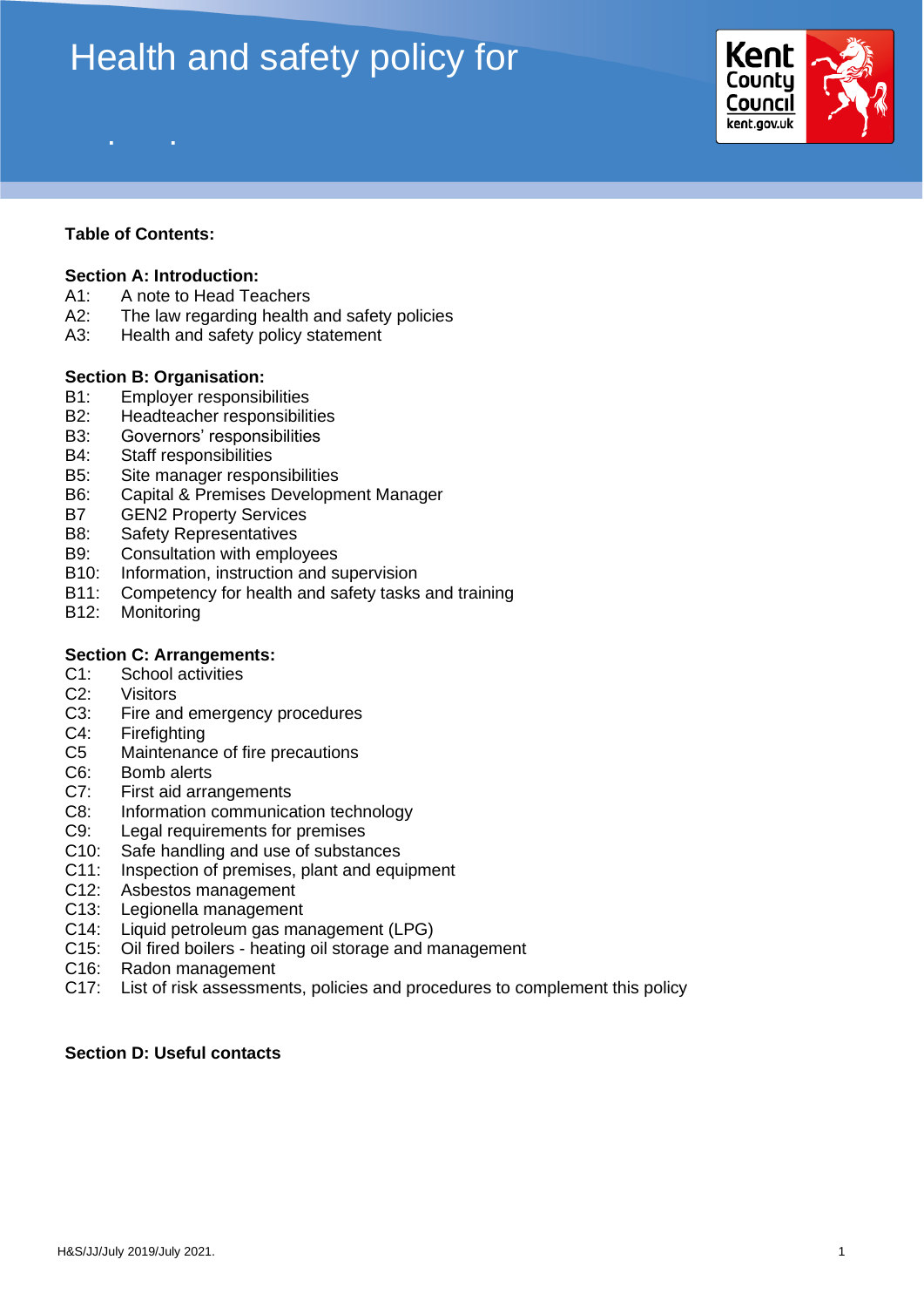# Health and safety policy for

. .

**Table of Contents:**

**Section A: Introduction:**

A1: A note to Head Teachers
A2: The law regarding health and safety policies
A3: Health and safety policy statement

**Section B: Organisation:**

B1: Employer responsibilities
B2: Headteacher responsibilities
B3: Governors' responsibilities
B4: Staff responsibilities
B5: Site manager responsibilities
B6: Capital & Premises Development Manager
B7 GEN2 Property Services
B8: Safety Representatives
B9: Consultation with employees
B10: Information, instruction and supervision
B11: Competency for health and safety tasks and training
B12: Monitoring

**Section C: Arrangements:**

C1: School activities
C2: Visitors
C3: Fire and emergency procedures
C4: Firefighting
C5 Maintenance of fire precautions
C6: Bomb alerts
C7: First aid arrangements
C8: Information communication technology
C9: Legal requirements for premises
C10: Safe handling and use of substances
C11: Inspection of premises, plant and equipment
C12: Asbestos management
C13: Legionella management
C14: Liquid petroleum gas management (LPG)
C15: Oil fired boilers - heating oil storage and management
C16: Radon management
C17: List of risk assessments, policies and procedures to complement this policy

**Section D: Useful contacts**

H&S/JJ/July 2019/July 2021.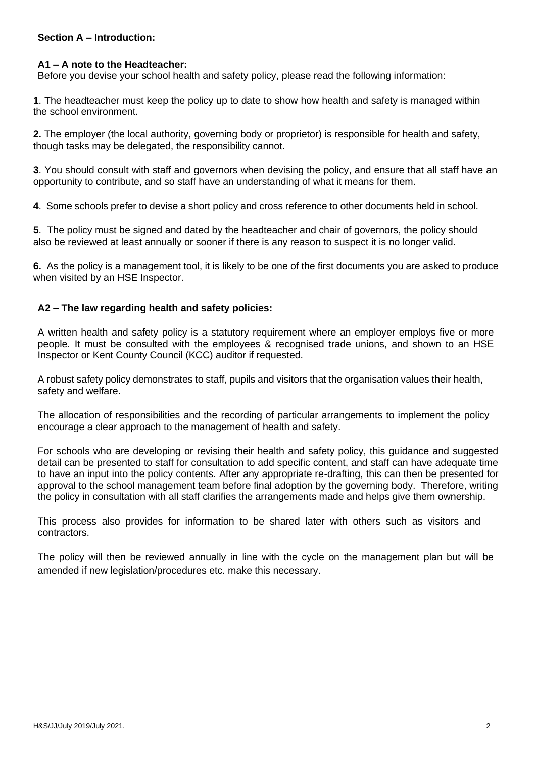## Section A – Introduction:

### A1 – A note to the Headteacher:

Before you devise your school health and safety policy, please read the following information:

**1**. The headteacher must keep the policy up to date to show how health and safety is managed within the school environment.

**2.** The employer (the local authority, governing body or proprietor) is responsible for health and safety, though tasks may be delegated, the responsibility cannot.

**3**. You should consult with staff and governors when devising the policy, and ensure that all staff have an opportunity to contribute, and so staff have an understanding of what it means for them.

**4**. Some schools prefer to devise a short policy and cross reference to other documents held in school.

**5**. The policy must be signed and dated by the headteacher and chair of governors, the policy should also be reviewed at least annually or sooner if there is any reason to suspect it is no longer valid.

**6.** As the policy is a management tool, it is likely to be one of the first documents you are asked to produce when visited by an HSE Inspector.

### A2 – The law regarding health and safety policies:

A written health and safety policy is a statutory requirement where an employer employs five or more people. It must be consulted with the employees & recognised trade unions, and shown to an HSE Inspector or Kent County Council (KCC) auditor if requested.

A robust safety policy demonstrates to staff, pupils and visitors that the organisation values their health, safety and welfare.

The allocation of responsibilities and the recording of particular arrangements to implement the policy encourage a clear approach to the management of health and safety.

For schools who are developing or revising their health and safety policy, this guidance and suggested detail can be presented to staff for consultation to add specific content, and staff can have adequate time to have an input into the policy contents. After any appropriate re-drafting, this can then be presented for approval to the school management team before final adoption by the governing body. Therefore, writing the policy in consultation with all staff clarifies the arrangements made and helps give them ownership.

This process also provides for information to be shared later with others such as visitors and contractors.

The policy will then be reviewed annually in line with the cycle on the management plan but will be amended if new legislation/procedures etc. make this necessary.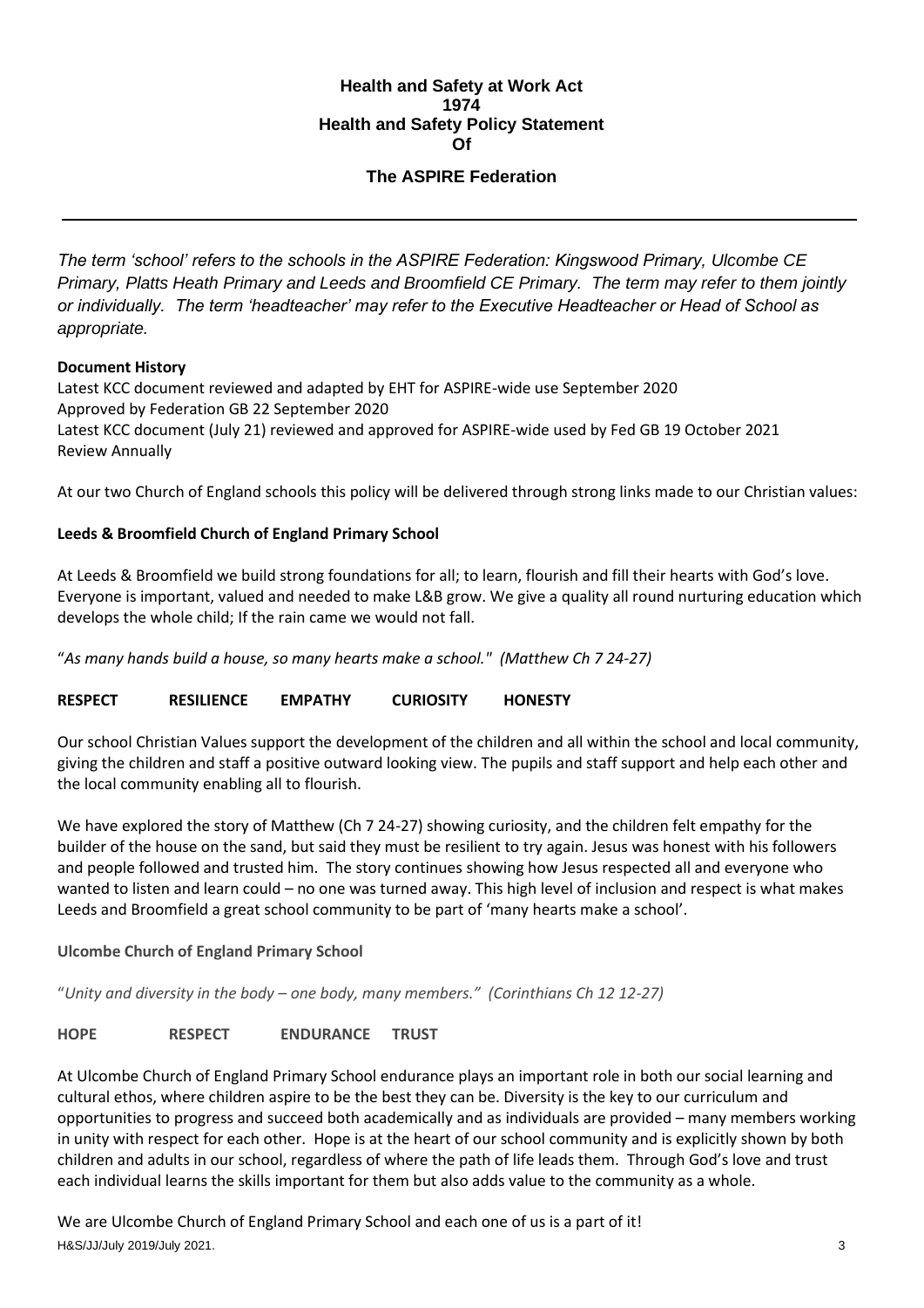**Health and Safety at Work Act 1974**
**Health and Safety Policy Statement Of**

**The ASPIRE Federation**

---

*The term 'school' refers to the schools in the ASPIRE Federation: Kingswood Primary, Ulcombe CE Primary, Platts Heath Primary and Leeds and Broomfield CE Primary. The term may refer to them jointly or individually. The term 'headteacher' may refer to the Executive Headteacher or Head of School as appropriate.*

**Document History**

Latest KCC document reviewed and adapted by EHT for ASPIRE-wide use September 2020
Approved by Federation GB 22 September 2020
Latest KCC document (July 21) reviewed and approved for ASPIRE-wide used by Fed GB 19 October 2021
Review Annually

At our two Church of England schools this policy will be delivered through strong links made to our Christian values:

**Leeds & Broomfield Church of England Primary School**

At Leeds & Broomfield we build strong foundations for all; to learn, flourish and fill their hearts with God's love. Everyone is important, valued and needed to make L&B grow. We give a quality all round nurturing education which develops the whole child; If the rain came we would not fall.

"*As many hands build a house, so many hearts make a school." (Matthew Ch 7 24-27)*

**RESPECT RESILIENCE EMPATHY CURIOSITY HONESTY**

Our school Christian Values support the development of the children and all within the school and local community, giving the children and staff a positive outward looking view. The pupils and staff support and help each other and the local community enabling all to flourish.

We have explored the story of Matthew (Ch 7 24-27) showing curiosity, and the children felt empathy for the builder of the house on the sand, but said they must be resilient to try again. Jesus was honest with his followers and people followed and trusted him. The story continues showing how Jesus respected all and everyone who wanted to listen and learn could – no one was turned away. This high level of inclusion and respect is what makes Leeds and Broomfield a great school community to be part of 'many hearts make a school'.

**Ulcombe Church of England Primary School**

"*Unity and diversity in the body – one body, many members." (Corinthians Ch 12 12-27)*

**HOPE RESPECT ENDURANCE TRUST**

At Ulcombe Church of England Primary School endurance plays an important role in both our social learning and cultural ethos, where children aspire to be the best they can be. Diversity is the key to our curriculum and opportunities to progress and succeed both academically and as individuals are provided – many members working in unity with respect for each other. Hope is at the heart of our school community and is explicitly shown by both children and adults in our school, regardless of where the path of life leads them. Through God's love and trust each individual learns the skills important for them but also adds value to the community as a whole.

We are Ulcombe Church of England Primary School and each one of us is a part of it!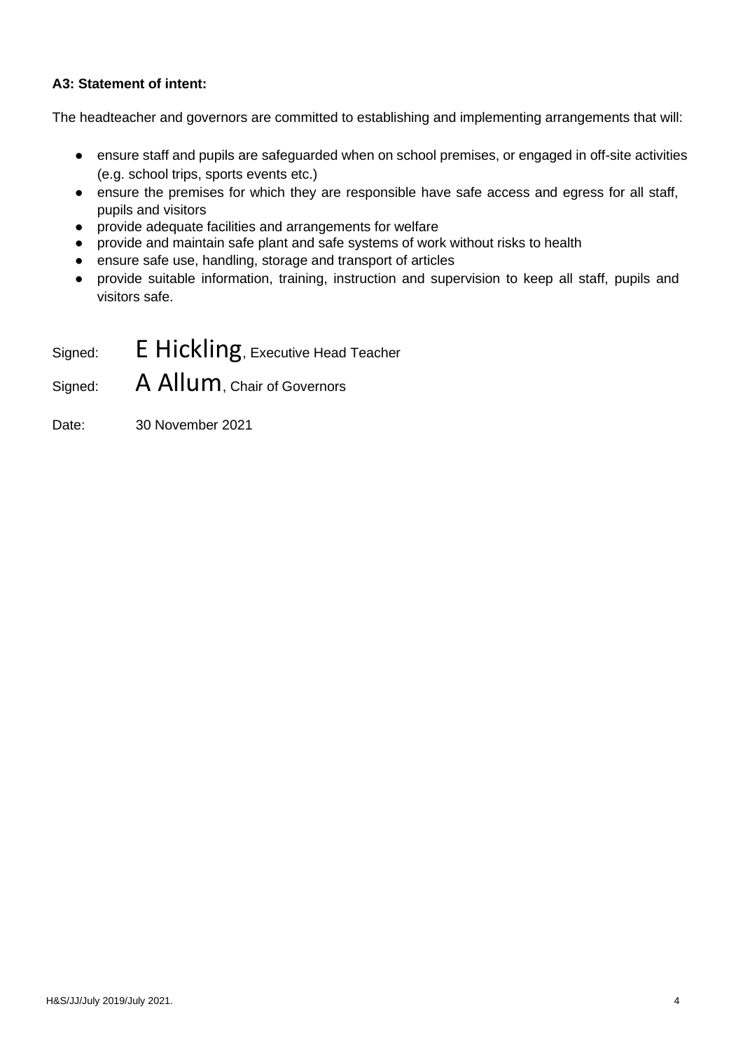**A3: Statement of intent:**

The headteacher and governors are committed to establishing and implementing arrangements that will:

- ensure staff and pupils are safeguarded when on school premises, or engaged in off-site activities (e.g. school trips, sports events etc.)
- ensure the premises for which they are responsible have safe access and egress for all staff, pupils and visitors
- provide adequate facilities and arrangements for welfare
- provide and maintain safe plant and safe systems of work without risks to health
- ensure safe use, handling, storage and transport of articles
- provide suitable information, training, instruction and supervision to keep all staff, pupils and visitors safe.

Signed: E Hickling, Executive Head Teacher

Signed: A Allum, Chair of Governors

Date: 30 November 2021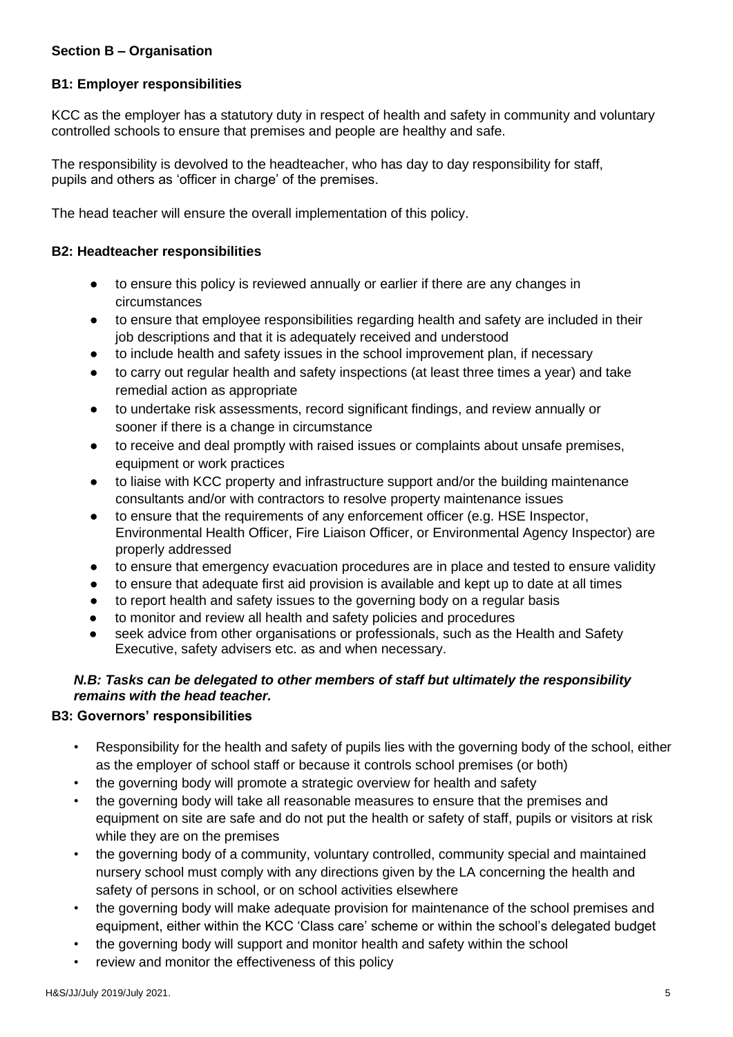## Section B – Organisation

### B1: Employer responsibilities

KCC as the employer has a statutory duty in respect of health and safety in community and voluntary controlled schools to ensure that premises and people are healthy and safe.

The responsibility is devolved to the headteacher, who has day to day responsibility for staff, pupils and others as 'officer in charge' of the premises.

The head teacher will ensure the overall implementation of this policy.

### B2: Headteacher responsibilities

- to ensure this policy is reviewed annually or earlier if there are any changes in circumstances
- to ensure that employee responsibilities regarding health and safety are included in their job descriptions and that it is adequately received and understood
- to include health and safety issues in the school improvement plan, if necessary
- to carry out regular health and safety inspections (at least three times a year) and take remedial action as appropriate
- to undertake risk assessments, record significant findings, and review annually or sooner if there is a change in circumstance
- to receive and deal promptly with raised issues or complaints about unsafe premises, equipment or work practices
- to liaise with KCC property and infrastructure support and/or the building maintenance consultants and/or with contractors to resolve property maintenance issues
- to ensure that the requirements of any enforcement officer (e.g. HSE Inspector, Environmental Health Officer, Fire Liaison Officer, or Environmental Agency Inspector) are properly addressed
- to ensure that emergency evacuation procedures are in place and tested to ensure validity
- to ensure that adequate first aid provision is available and kept up to date at all times
- to report health and safety issues to the governing body on a regular basis
- to monitor and review all health and safety policies and procedures
- seek advice from other organisations or professionals, such as the Health and Safety Executive, safety advisers etc. as and when necessary.

***N.B: Tasks can be delegated to other members of staff but ultimately the responsibility remains with the head teacher.***

### B3: Governors' responsibilities

- Responsibility for the health and safety of pupils lies with the governing body of the school, either as the employer of school staff or because it controls school premises (or both)
- the governing body will promote a strategic overview for health and safety
- the governing body will take all reasonable measures to ensure that the premises and equipment on site are safe and do not put the health or safety of staff, pupils or visitors at risk while they are on the premises
- the governing body of a community, voluntary controlled, community special and maintained nursery school must comply with any directions given by the LA concerning the health and safety of persons in school, or on school activities elsewhere
- the governing body will make adequate provision for maintenance of the school premises and equipment, either within the KCC 'Class care' scheme or within the school's delegated budget
- the governing body will support and monitor health and safety within the school
- review and monitor the effectiveness of this policy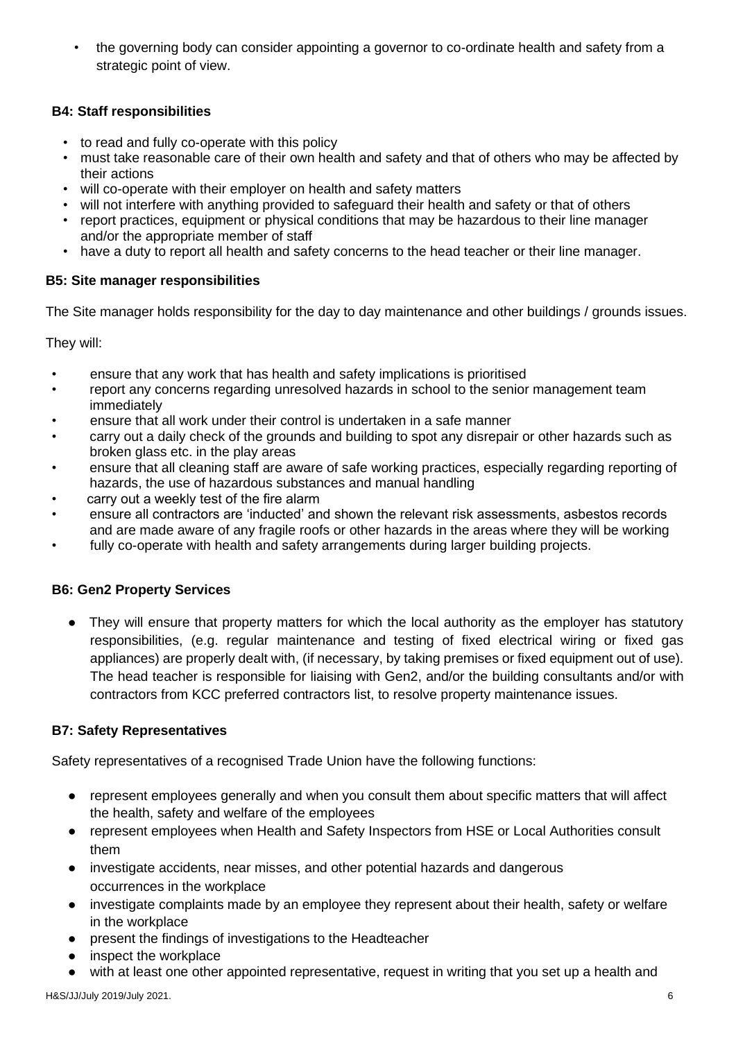- the governing body can consider appointing a governor to co-ordinate health and safety from a strategic point of view.

### B4: Staff responsibilities

- to read and fully co-operate with this policy
- must take reasonable care of their own health and safety and that of others who may be affected by their actions
- will co-operate with their employer on health and safety matters
- will not interfere with anything provided to safeguard their health and safety or that of others
- report practices, equipment or physical conditions that may be hazardous to their line manager and/or the appropriate member of staff
- have a duty to report all health and safety concerns to the head teacher or their line manager.

### B5: Site manager responsibilities

The Site manager holds responsibility for the day to day maintenance and other buildings / grounds issues.

They will:

- ensure that any work that has health and safety implications is prioritised
- report any concerns regarding unresolved hazards in school to the senior management team immediately
- ensure that all work under their control is undertaken in a safe manner
- carry out a daily check of the grounds and building to spot any disrepair or other hazards such as broken glass etc. in the play areas
- ensure that all cleaning staff are aware of safe working practices, especially regarding reporting of hazards, the use of hazardous substances and manual handling
- carry out a weekly test of the fire alarm
- ensure all contractors are 'inducted' and shown the relevant risk assessments, asbestos records and are made aware of any fragile roofs or other hazards in the areas where they will be working
- fully co-operate with health and safety arrangements during larger building projects.

### B6: Gen2 Property Services

- They will ensure that property matters for which the local authority as the employer has statutory responsibilities, (e.g. regular maintenance and testing of fixed electrical wiring or fixed gas appliances) are properly dealt with, (if necessary, by taking premises or fixed equipment out of use). The head teacher is responsible for liaising with Gen2, and/or the building consultants and/or with contractors from KCC preferred contractors list, to resolve property maintenance issues.

### B7: Safety Representatives

Safety representatives of a recognised Trade Union have the following functions:

- represent employees generally and when you consult them about specific matters that will affect the health, safety and welfare of the employees
- represent employees when Health and Safety Inspectors from HSE or Local Authorities consult them
- investigate accidents, near misses, and other potential hazards and dangerous occurrences in the workplace
- investigate complaints made by an employee they represent about their health, safety or welfare in the workplace
- present the findings of investigations to the Headteacher
- inspect the workplace
- with at least one other appointed representative, request in writing that you set up a health and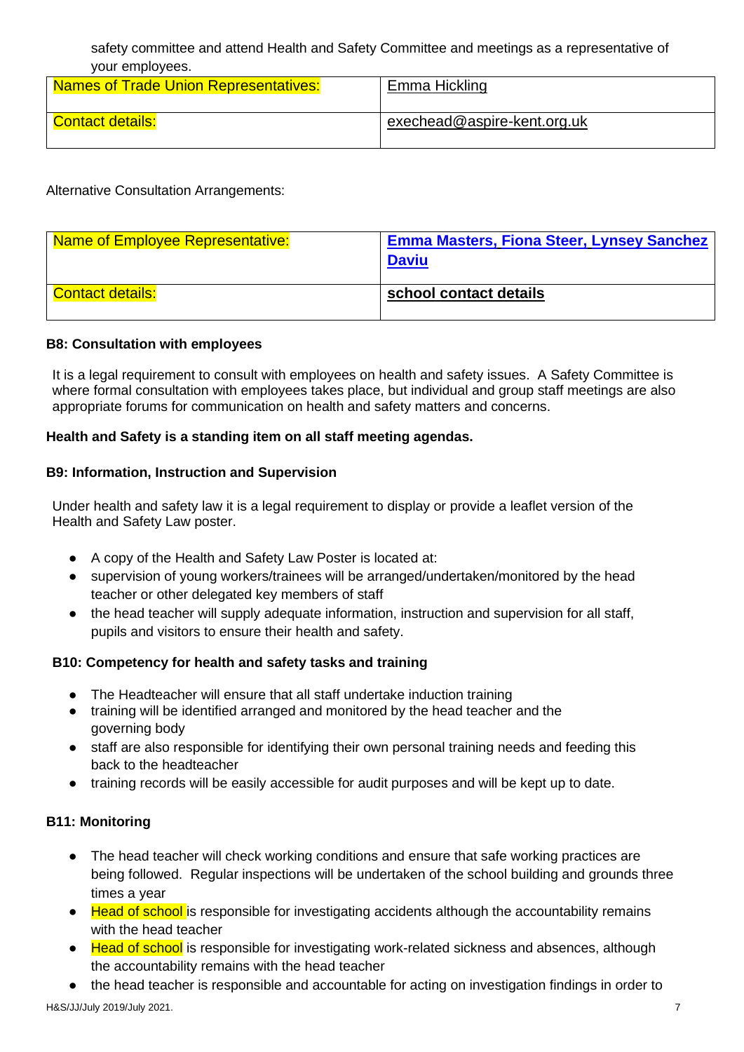safety committee and attend Health and Safety Committee and meetings as a representative of your employees.

| | |
|---|---|
| Names of Trade Union Representatives: | Emma Hickling |
| Contact details: | exechead@aspire-kent.org.uk |

Alternative Consultation Arrangements:

| | |
|---|---|
| Name of Employee Representative: | **Emma Masters, Fiona Steer, Lynsey Sanchez Daviu** |
| Contact details: | **school contact details** |

**B8: Consultation with employees**

It is a legal requirement to consult with employees on health and safety issues. A Safety Committee is where formal consultation with employees takes place, but individual and group staff meetings are also appropriate forums for communication on health and safety matters and concerns.

**Health and Safety is a standing item on all staff meeting agendas.**

**B9: Information, Instruction and Supervision**

Under health and safety law it is a legal requirement to display or provide a leaflet version of the Health and Safety Law poster.

- A copy of the Health and Safety Law Poster is located at:
- supervision of young workers/trainees will be arranged/undertaken/monitored by the head teacher or other delegated key members of staff
- the head teacher will supply adequate information, instruction and supervision for all staff, pupils and visitors to ensure their health and safety.

**B10: Competency for health and safety tasks and training**

- The Headteacher will ensure that all staff undertake induction training
- training will be identified arranged and monitored by the head teacher and the governing body
- staff are also responsible for identifying their own personal training needs and feeding this back to the headteacher
- training records will be easily accessible for audit purposes and will be kept up to date.

**B11: Monitoring**

- The head teacher will check working conditions and ensure that safe working practices are being followed. Regular inspections will be undertaken of the school building and grounds three times a year
- Head of school is responsible for investigating accidents although the accountability remains with the head teacher
- Head of school is responsible for investigating work-related sickness and absences, although the accountability remains with the head teacher
- the head teacher is responsible and accountable for acting on investigation findings in order to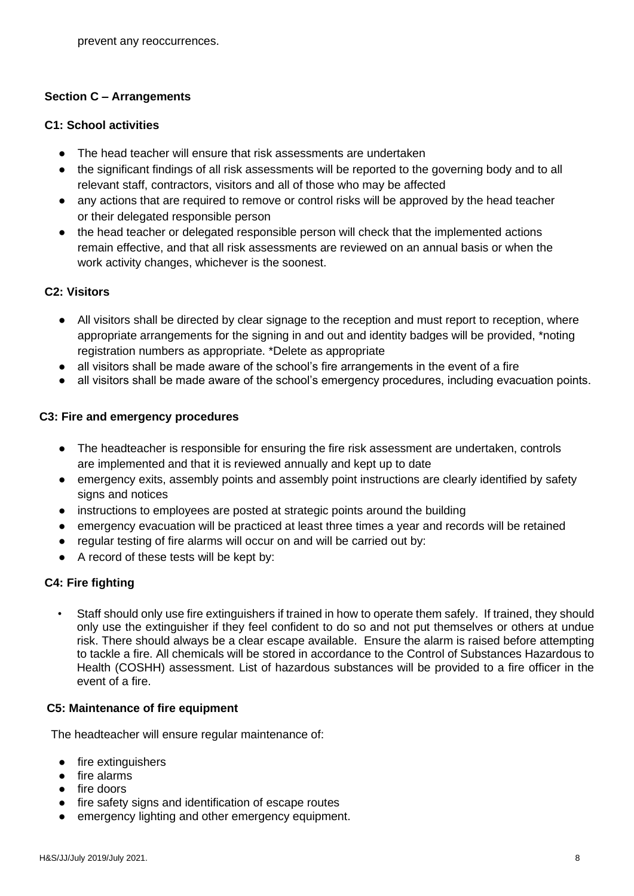prevent any reoccurrences.

## Section C – Arrangements

### C1: School activities

- The head teacher will ensure that risk assessments are undertaken
- the significant findings of all risk assessments will be reported to the governing body and to all relevant staff, contractors, visitors and all of those who may be affected
- any actions that are required to remove or control risks will be approved by the head teacher or their delegated responsible person
- the head teacher or delegated responsible person will check that the implemented actions remain effective, and that all risk assessments are reviewed on an annual basis or when the work activity changes, whichever is the soonest.

### C2: Visitors

- All visitors shall be directed by clear signage to the reception and must report to reception, where appropriate arrangements for the signing in and out and identity badges will be provided, *noting registration numbers as appropriate. *Delete as appropriate
- all visitors shall be made aware of the school's fire arrangements in the event of a fire
- all visitors shall be made aware of the school's emergency procedures, including evacuation points.

### C3: Fire and emergency procedures

- The headteacher is responsible for ensuring the fire risk assessment are undertaken, controls are implemented and that it is reviewed annually and kept up to date
- emergency exits, assembly points and assembly point instructions are clearly identified by safety signs and notices
- instructions to employees are posted at strategic points around the building
- emergency evacuation will be practiced at least three times a year and records will be retained
- regular testing of fire alarms will occur on and will be carried out by:
- A record of these tests will be kept by:

### C4: Fire fighting

- Staff should only use fire extinguishers if trained in how to operate them safely. If trained, they should only use the extinguisher if they feel confident to do so and not put themselves or others at undue risk. There should always be a clear escape available. Ensure the alarm is raised before attempting to tackle a fire. All chemicals will be stored in accordance to the Control of Substances Hazardous to Health (COSHH) assessment. List of hazardous substances will be provided to a fire officer in the event of a fire.

### C5: Maintenance of fire equipment

The headteacher will ensure regular maintenance of:

- fire extinguishers
- fire alarms
- fire doors
- fire safety signs and identification of escape routes
- emergency lighting and other emergency equipment.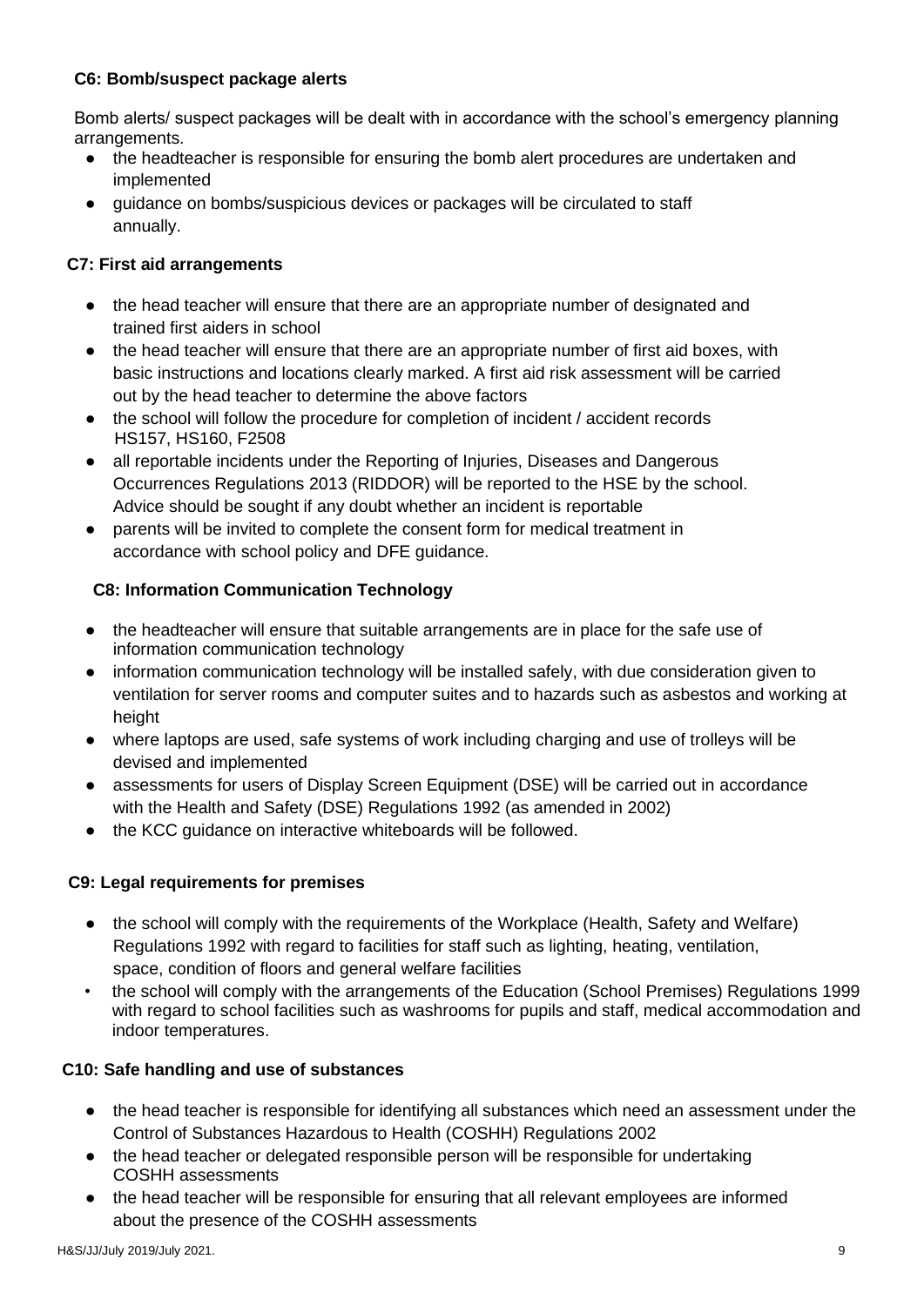### C6: Bomb/suspect package alerts

Bomb alerts/ suspect packages will be dealt with in accordance with the school's emergency planning arrangements.

- the headteacher is responsible for ensuring the bomb alert procedures are undertaken and implemented
- guidance on bombs/suspicious devices or packages will be circulated to staff annually.

### C7: First aid arrangements

- the head teacher will ensure that there are an appropriate number of designated and trained first aiders in school
- the head teacher will ensure that there are an appropriate number of first aid boxes, with basic instructions and locations clearly marked. A first aid risk assessment will be carried out by the head teacher to determine the above factors
- the school will follow the procedure for completion of incident / accident records HS157, HS160, F2508
- all reportable incidents under the Reporting of Injuries, Diseases and Dangerous Occurrences Regulations 2013 (RIDDOR) will be reported to the HSE by the school. Advice should be sought if any doubt whether an incident is reportable
- parents will be invited to complete the consent form for medical treatment in accordance with school policy and DFE guidance.

### C8: Information Communication Technology

- the headteacher will ensure that suitable arrangements are in place for the safe use of information communication technology
- information communication technology will be installed safely, with due consideration given to ventilation for server rooms and computer suites and to hazards such as asbestos and working at height
- where laptops are used, safe systems of work including charging and use of trolleys will be devised and implemented
- assessments for users of Display Screen Equipment (DSE) will be carried out in accordance with the Health and Safety (DSE) Regulations 1992 (as amended in 2002)
- the KCC guidance on interactive whiteboards will be followed.

### C9: Legal requirements for premises

- the school will comply with the requirements of the Workplace (Health, Safety and Welfare) Regulations 1992 with regard to facilities for staff such as lighting, heating, ventilation, space, condition of floors and general welfare facilities
- the school will comply with the arrangements of the Education (School Premises) Regulations 1999 with regard to school facilities such as washrooms for pupils and staff, medical accommodation and indoor temperatures.

### C10: Safe handling and use of substances

- the head teacher is responsible for identifying all substances which need an assessment under the Control of Substances Hazardous to Health (COSHH) Regulations 2002
- the head teacher or delegated responsible person will be responsible for undertaking COSHH assessments
- the head teacher will be responsible for ensuring that all relevant employees are informed about the presence of the COSHH assessments

H&S/JJ/July 2019/July 2021.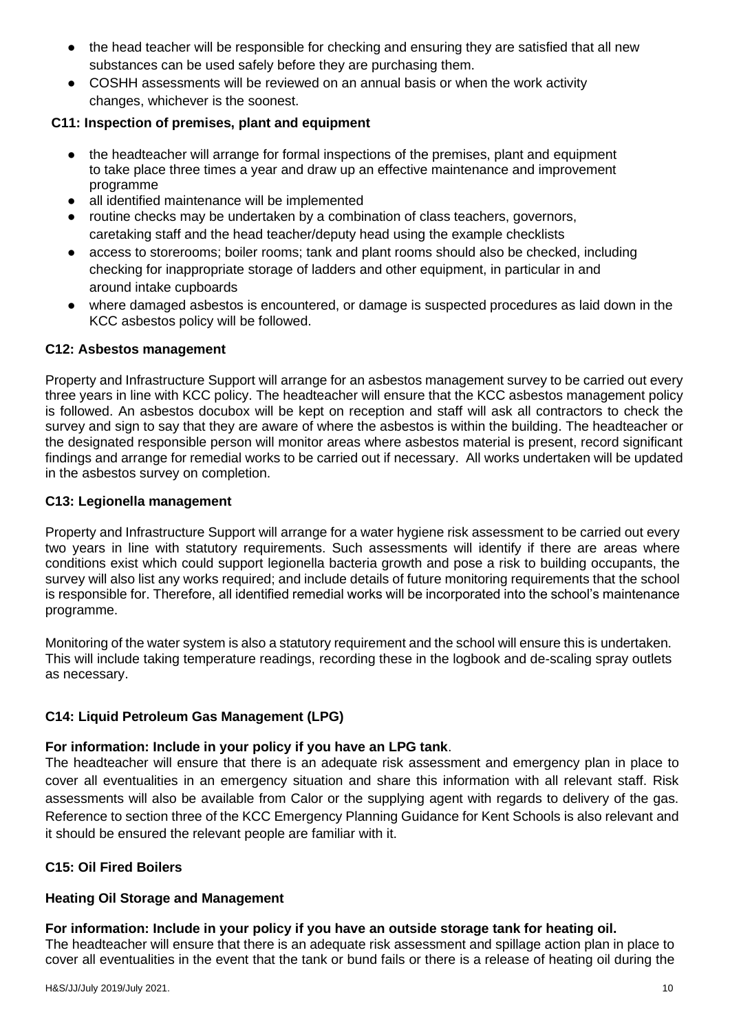- the head teacher will be responsible for checking and ensuring they are satisfied that all new substances can be used safely before they are purchasing them.
- COSHH assessments will be reviewed on an annual basis or when the work activity changes, whichever is the soonest.

### C11: Inspection of premises, plant and equipment

- the headteacher will arrange for formal inspections of the premises, plant and equipment to take place three times a year and draw up an effective maintenance and improvement programme
- all identified maintenance will be implemented
- routine checks may be undertaken by a combination of class teachers, governors, caretaking staff and the head teacher/deputy head using the example checklists
- access to storerooms; boiler rooms; tank and plant rooms should also be checked, including checking for inappropriate storage of ladders and other equipment, in particular in and around intake cupboards
- where damaged asbestos is encountered, or damage is suspected procedures as laid down in the KCC asbestos policy will be followed.

### C12: Asbestos management

Property and Infrastructure Support will arrange for an asbestos management survey to be carried out every three years in line with KCC policy. The headteacher will ensure that the KCC asbestos management policy is followed. An asbestos docubox will be kept on reception and staff will ask all contractors to check the survey and sign to say that they are aware of where the asbestos is within the building. The headteacher or the designated responsible person will monitor areas where asbestos material is present, record significant findings and arrange for remedial works to be carried out if necessary. All works undertaken will be updated in the asbestos survey on completion.

### C13: Legionella management

Property and Infrastructure Support will arrange for a water hygiene risk assessment to be carried out every two years in line with statutory requirements. Such assessments will identify if there are areas where conditions exist which could support legionella bacteria growth and pose a risk to building occupants, the survey will also list any works required; and include details of future monitoring requirements that the school is responsible for. Therefore, all identified remedial works will be incorporated into the school's maintenance programme.

Monitoring of the water system is also a statutory requirement and the school will ensure this is undertaken. This will include taking temperature readings, recording these in the logbook and de-scaling spray outlets as necessary.

### C14: Liquid Petroleum Gas Management (LPG)

**For information: Include in your policy if you have an LPG tank**.

The headteacher will ensure that there is an adequate risk assessment and emergency plan in place to cover all eventualities in an emergency situation and share this information with all relevant staff. Risk assessments will also be available from Calor or the supplying agent with regards to delivery of the gas. Reference to section three of the KCC Emergency Planning Guidance for Kent Schools is also relevant and it should be ensured the relevant people are familiar with it.

### C15: Oil Fired Boilers

#### Heating Oil Storage and Management

**For information: Include in your policy if you have an outside storage tank for heating oil.**

The headteacher will ensure that there is an adequate risk assessment and spillage action plan in place to cover all eventualities in the event that the tank or bund fails or there is a release of heating oil during the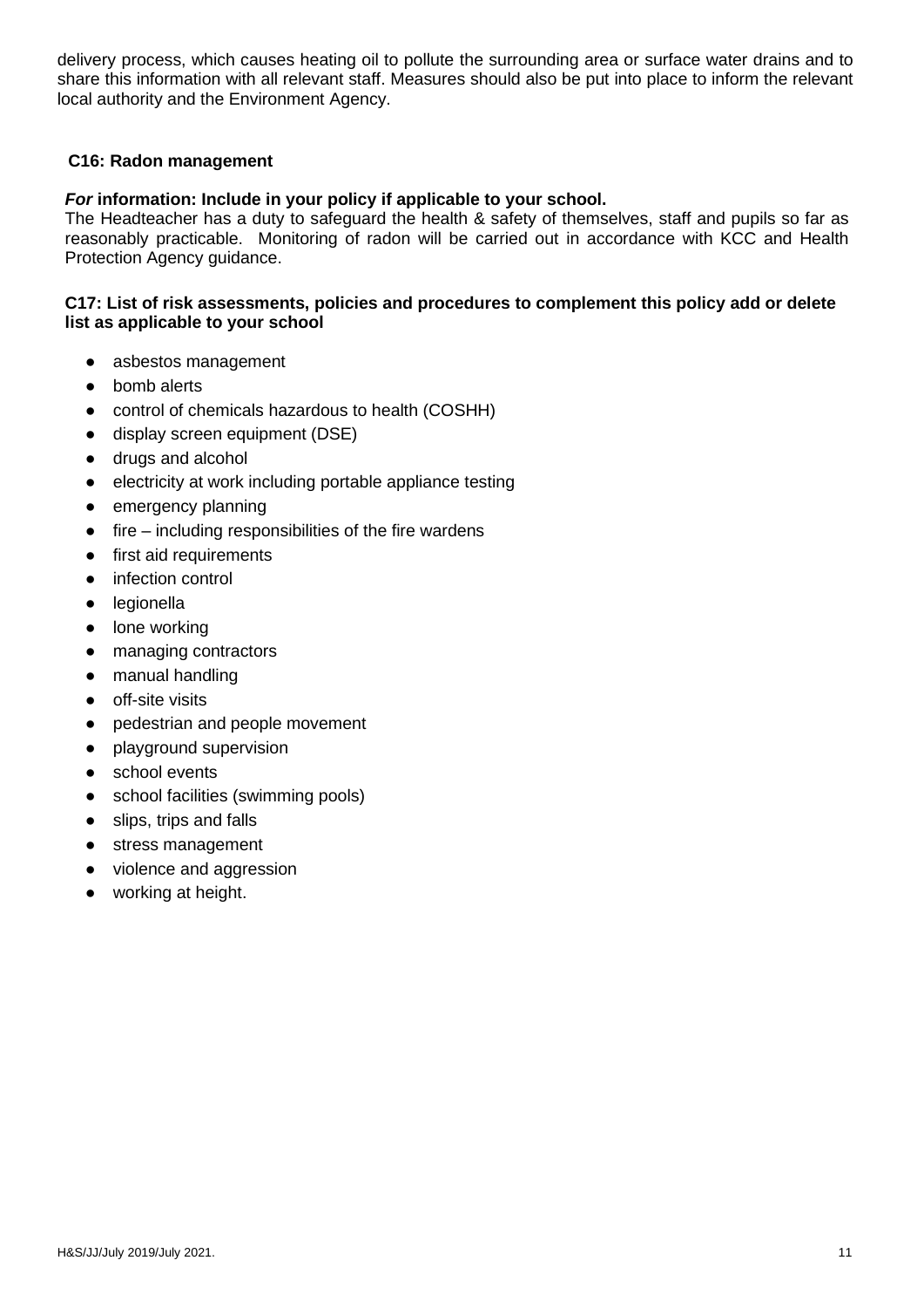delivery process, which causes heating oil to pollute the surrounding area or surface water drains and to share this information with all relevant staff. Measures should also be put into place to inform the relevant local authority and the Environment Agency.

### C16: Radon management

***For* information: Include in your policy if applicable to your school.**

The Headteacher has a duty to safeguard the health & safety of themselves, staff and pupils so far as reasonably practicable. Monitoring of radon will be carried out in accordance with KCC and Health Protection Agency guidance.

### C17: List of risk assessments, policies and procedures to complement this policy add or delete list as applicable to your school

- asbestos management
- bomb alerts
- control of chemicals hazardous to health (COSHH)
- display screen equipment (DSE)
- drugs and alcohol
- electricity at work including portable appliance testing
- emergency planning
- fire – including responsibilities of the fire wardens
- first aid requirements
- infection control
- legionella
- lone working
- managing contractors
- manual handling
- off-site visits
- pedestrian and people movement
- playground supervision
- school events
- school facilities (swimming pools)
- slips, trips and falls
- stress management
- violence and aggression
- working at height.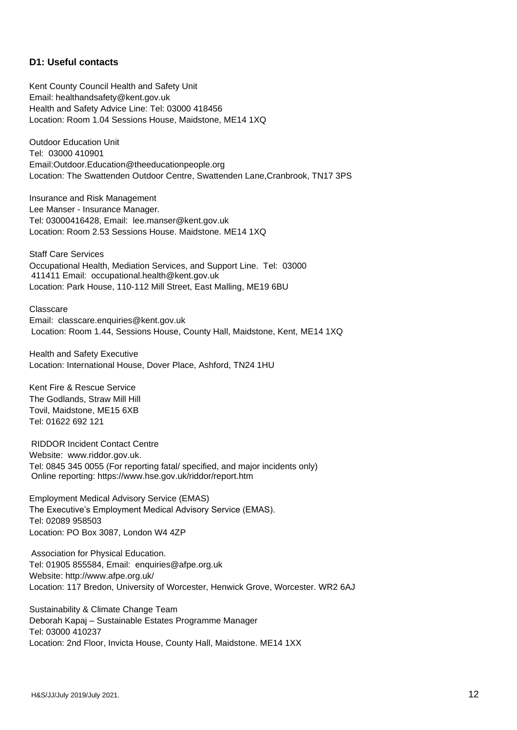### D1: Useful contacts

Kent County Council Health and Safety Unit
Email: healthandsafety@kent.gov.uk
Health and Safety Advice Line: Tel: 03000 418456
Location: Room 1.04 Sessions House, Maidstone, ME14 1XQ

Outdoor Education Unit
Tel: 03000 410901
Email:Outdoor.Education@theeducationpeople.org
Location: The Swattenden Outdoor Centre, Swattenden Lane,Cranbrook, TN17 3PS

Insurance and Risk Management
Lee Manser - Insurance Manager.
Tel: 03000416428, Email: lee.manser@kent.gov.uk
Location: Room 2.53 Sessions House. Maidstone. ME14 1XQ

Staff Care Services
Occupational Health, Mediation Services, and Support Line. Tel: 03000 411411 Email: occupational.health@kent.gov.uk
Location: Park House, 110-112 Mill Street, East Malling, ME19 6BU

Classcare
Email: classcare.enquiries@kent.gov.uk
Location: Room 1.44, Sessions House, County Hall, Maidstone, Kent, ME14 1XQ

Health and Safety Executive
Location: International House, Dover Place, Ashford, TN24 1HU

Kent Fire & Rescue Service
The Godlands, Straw Mill Hill
Tovil, Maidstone, ME15 6XB
Tel: 01622 692 121

RIDDOR Incident Contact Centre
Website: www.riddor.gov.uk.
Tel: 0845 345 0055 (For reporting fatal/ specified, and major incidents only)
Online reporting: https://www.hse.gov.uk/riddor/report.htm

Employment Medical Advisory Service (EMAS)
The Executive's Employment Medical Advisory Service (EMAS).
Tel: 02089 958503
Location: PO Box 3087, London W4 4ZP

Association for Physical Education.
Tel: 01905 855584, Email: enquiries@afpe.org.uk
Website: http://www.afpe.org.uk/
Location: 117 Bredon, University of Worcester, Henwick Grove, Worcester. WR2 6AJ

Sustainability & Climate Change Team
Deborah Kapaj – Sustainable Estates Programme Manager
Tel: 03000 410237
Location: 2nd Floor, Invicta House, County Hall, Maidstone. ME14 1XX

H&S/JJ/July 2019/July 2021.